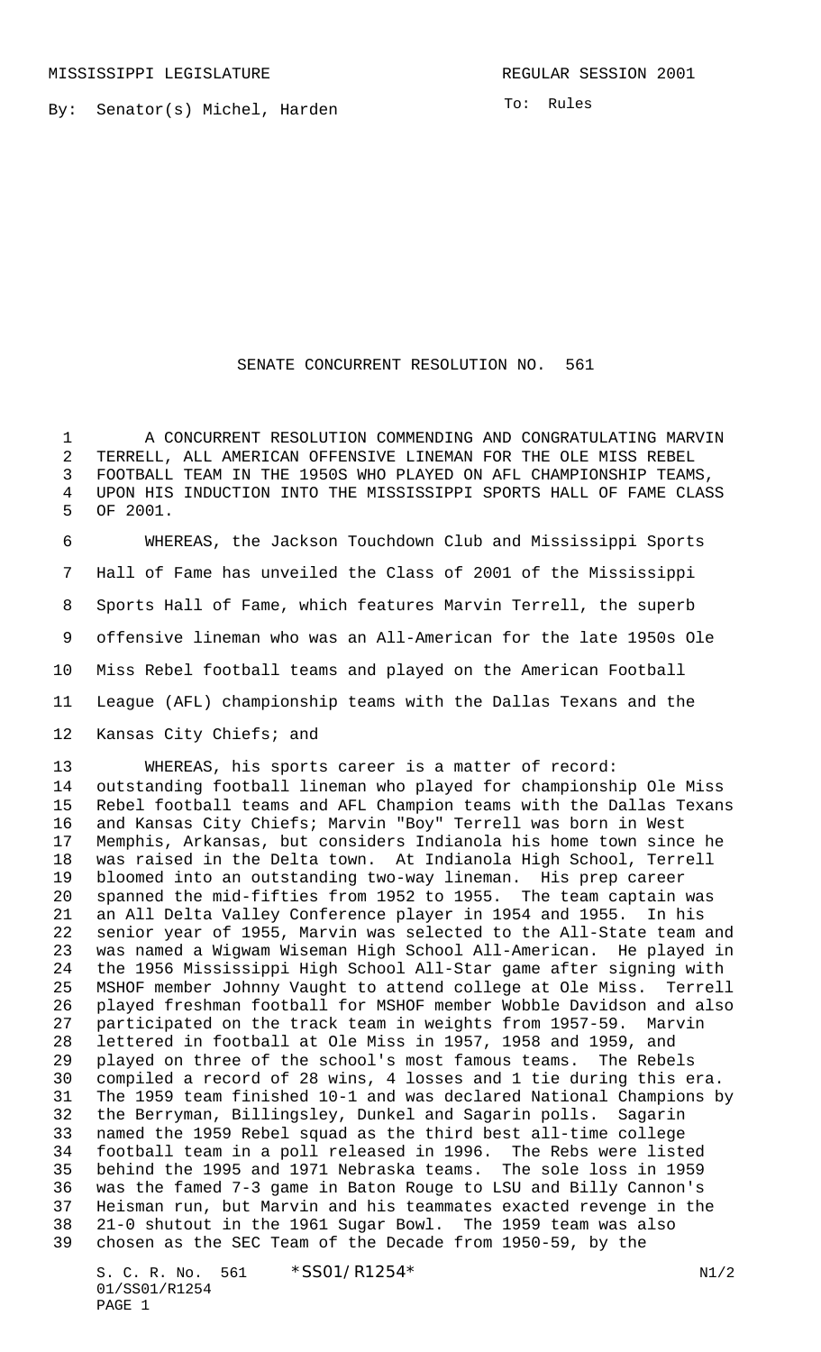MISSISSIPPI LEGISLATURE

REGULAR SESSION 2001

By: Senator(s) Michel, Harden

To: Rules

# SENATE CONCURRENT RESOLUTION NO. 561

A CONCURRENT RESOLUTION COMMENDING AND CONGRATULATING MARVIN TERRELL, ALL AMERICAN OFFENSIVE LINEMAN FOR THE OLE MISS REBEL FOOTBALL TEAM IN THE 1950S WHO PLAYED ON AFL CHAMPIONSHIP TEAMS, UPON HIS INDUCTION INTO THE MISSISSIPPI SPORTS HALL OF FAME CLASS OF 2001.

WHEREAS, the Jackson Touchdown Club and Mississippi Sports Hall of Fame has unveiled the Class of 2001 of the Mississippi Sports Hall of Fame, which features Marvin Terrell, the superb offensive lineman who was an All-American for the late 1950s Ole Miss Rebel football teams and played on the American Football League (AFL) championship teams with the Dallas Texans and the Kansas City Chiefs; and

WHEREAS, his sports career is a matter of record: outstanding football lineman who played for championship Ole Miss Rebel football teams and AFL Champion teams with the Dallas Texans and Kansas City Chiefs; Marvin "Boy" Terrell was born in West Memphis, Arkansas, but considers Indianola his home town since he was raised in the Delta town. At Indianola High School, Terrell bloomed into an outstanding two-way lineman. His prep career spanned the mid-fifties from 1952 to 1955. The team captain was an All Delta Valley Conference player in 1954 and 1955. In his senior year of 1955, Marvin was selected to the All-State team and was named a Wigwam Wiseman High School All-American. He played in the 1956 Mississippi High School All-Star game after signing with MSHOF member Johnny Vaught to attend college at Ole Miss. Terrell played freshman football for MSHOF member Wobble Davidson and also participated on the track team in weights from 1957-59. Marvin lettered in football at Ole Miss in 1957, 1958 and 1959, and played on three of the school's most famous teams. The Rebels compiled a record of 28 wins, 4 losses and 1 tie during this era. The 1959 team finished 10-1 and was declared National Champions by the Berryman, Billingsley, Dunkel and Sagarin polls. Sagarin named the 1959 Rebel squad as the third best all-time college football team in a poll released in 1996. The Rebs were listed behind the 1995 and 1971 Nebraska teams. The sole loss in 1959 was the famed 7-3 game in Baton Rouge to LSU and Billy Cannon's Heisman run, but Marvin and his teammates exacted revenge in the 21-0 shutout in the 1961 Sugar Bowl. The 1959 team was also chosen as the SEC Team of the Decade from 1950-59, by the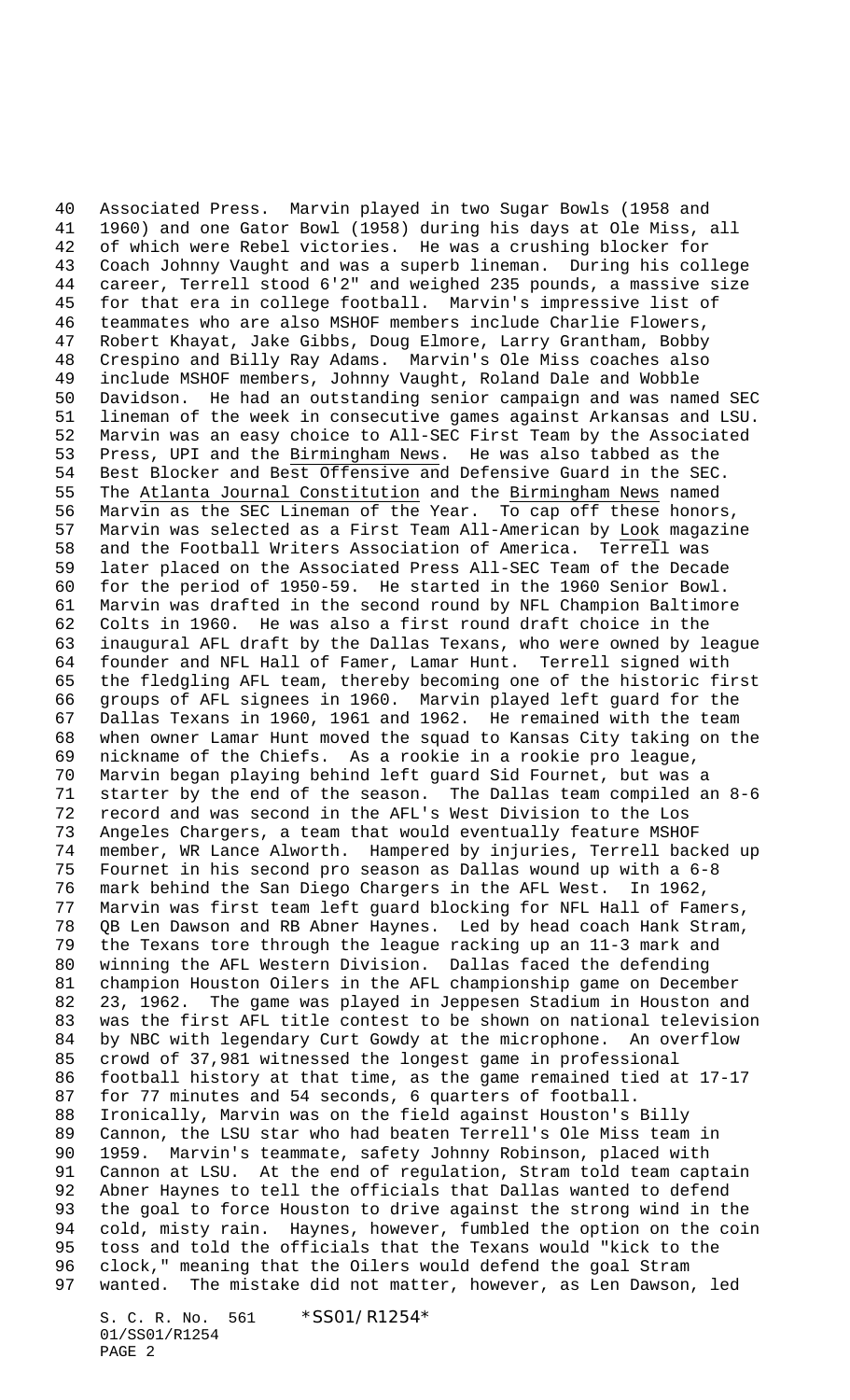Associated Press. Marvin played in two Sugar Bowls (1958 and 1960) and one Gator Bowl (1958) during his days at Ole Miss, all of which were Rebel victories. He was a crushing blocker for Coach Johnny Vaught and was a superb lineman. During his college career, Terrell stood 6'2" and weighed 235 pounds, a massive size for that era in college football. Marvin's impressive list of teammates who are also MSHOF members include Charlie Flowers, Robert Khayat, Jake Gibbs, Doug Elmore, Larry Grantham, Bobby Crespino and Billy Ray Adams. Marvin's Ole Miss coaches also include MSHOF members, Johnny Vaught, Roland Dale and Wobble Davidson. He had an outstanding senior campaign and was named SEC lineman of the week in consecutive games against Arkansas and LSU. Marvin was an easy choice to All-SEC First Team by the Associated Press, UPI and the Birmingham News. He was also tabbed as the Best Blocker and Best Offensive and Defensive Guard in the SEC. The Atlanta Journal Constitution and the Birmingham News named Marvin as the SEC Lineman of the Year. To cap off these honors, Marvin was selected as a First Team All-American by Look magazine and the Football Writers Association of America. Terrell was later placed on the Associated Press All-SEC Team of the Decade for the period of 1950-59. He started in the 1960 Senior Bowl. Marvin was drafted in the second round by NFL Champion Baltimore Colts in 1960. He was also a first round draft choice in the inaugural AFL draft by the Dallas Texans, who were owned by league founder and NFL Hall of Famer, Lamar Hunt. Terrell signed with the fledgling AFL team, thereby becoming one of the historic first groups of AFL signees in 1960. Marvin played left guard for the Dallas Texans in 1960, 1961 and 1962. He remained with the team when owner Lamar Hunt moved the squad to Kansas City taking on the nickname of the Chiefs. As a rookie in a rookie pro league, Marvin began playing behind left guard Sid Fournet, but was a starter by the end of the season. The Dallas team compiled an 8-6 record and was second in the AFL's West Division to the Los Angeles Chargers, a team that would eventually feature MSHOF member, WR Lance Alworth. Hampered by injuries, Terrell backed up Fournet in his second pro season as Dallas wound up with a 6-8 mark behind the San Diego Chargers in the AFL West. In 1962, Marvin was first team left guard blocking for NFL Hall of Famers, QB Len Dawson and RB Abner Haynes. Led by head coach Hank Stram, the Texans tore through the league racking up an 11-3 mark and winning the AFL Western Division. Dallas faced the defending champion Houston Oilers in the AFL championship game on December 23, 1962. The game was played in Jeppesen Stadium in Houston and was the first AFL title contest to be shown on national television by NBC with legendary Curt Gowdy at the microphone. An overflow crowd of 37,981 witnessed the longest game in professional football history at that time, as the game remained tied at 17-17 for 77 minutes and 54 seconds, 6 quarters of football. Ironically, Marvin was on the field against Houston's Billy Cannon, the LSU star who had beaten Terrell's Ole Miss team in 1959. Marvin's teammate, safety Johnny Robinson, placed with Cannon at LSU. At the end of regulation, Stram told team captain Abner Haynes to tell the officials that Dallas wanted to defend the goal to force Houston to drive against the strong wind in the cold, misty rain. Haynes, however, fumbled the option on the coin toss and told the officials that the Texans would "kick to the clock," meaning that the Oilers would defend the goal Stram wanted. The mistake did not matter, however, as Len Dawson, led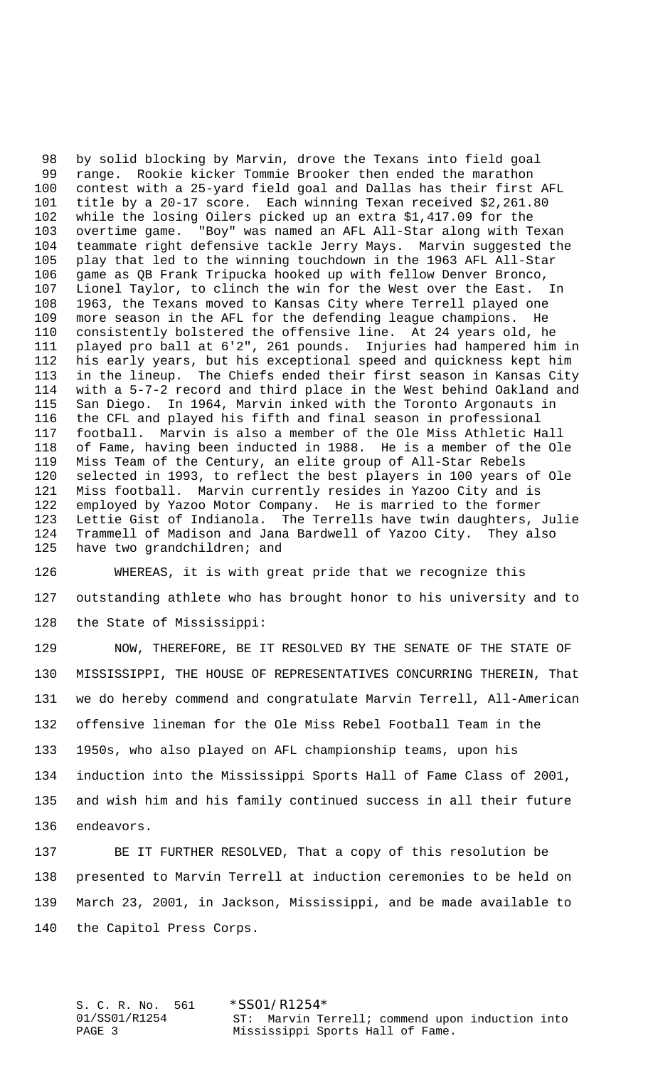by solid blocking by Marvin, drove the Texans into field goal range. Rookie kicker Tommie Brooker then ended the marathon contest with a 25-yard field goal and Dallas has their first AFL title by a 20-17 score. Each winning Texan received $2,261.80 while the losing Oilers picked up an extra $1,417.09 for the overtime game. "Boy" was named an AFL All-Star along with Texan teammate right defensive tackle Jerry Mays. Marvin suggested the play that led to the winning touchdown in the 1963 AFL All-Star game as QB Frank Tripucka hooked up with fellow Denver Bronco, Lionel Taylor, to clinch the win for the West over the East. In 1963, the Texans moved to Kansas City where Terrell played one more season in the AFL for the defending league champions. He consistently bolstered the offensive line. At 24 years old, he played pro ball at 6'2", 261 pounds. Injuries had hampered him in his early years, but his exceptional speed and quickness kept him in the lineup. The Chiefs ended their first season in Kansas City with a 5-7-2 record and third place in the West behind Oakland and San Diego. In 1964, Marvin inked with the Toronto Argonauts in the CFL and played his fifth and final season in professional football. Marvin is also a member of the Ole Miss Athletic Hall of Fame, having been inducted in 1988. He is a member of the Ole Miss Team of the Century, an elite group of All-Star Rebels selected in 1993, to reflect the best players in 100 years of Ole Miss football. Marvin currently resides in Yazoo City and is employed by Yazoo Motor Company. He is married to the former Lettie Gist of Indianola. The Terrells have twin daughters, Julie Trammell of Madison and Jana Bardwell of Yazoo City. They also have two grandchildren; and

WHEREAS, it is with great pride that we recognize this outstanding athlete who has brought honor to his university and to the State of Mississippi:

NOW, THEREFORE, BE IT RESOLVED BY THE SENATE OF THE STATE OF MISSISSIPPI, THE HOUSE OF REPRESENTATIVES CONCURRING THEREIN, That we do hereby commend and congratulate Marvin Terrell, All-American offensive lineman for the Ole Miss Rebel Football Team in the 1950s, who also played on AFL championship teams, upon his induction into the Mississippi Sports Hall of Fame Class of 2001, and wish him and his family continued success in all their future endeavors.

BE IT FURTHER RESOLVED, That a copy of this resolution be presented to Marvin Terrell at induction ceremonies to be held on March 23, 2001, in Jackson, Mississippi, and be made available to the Capitol Press Corps.